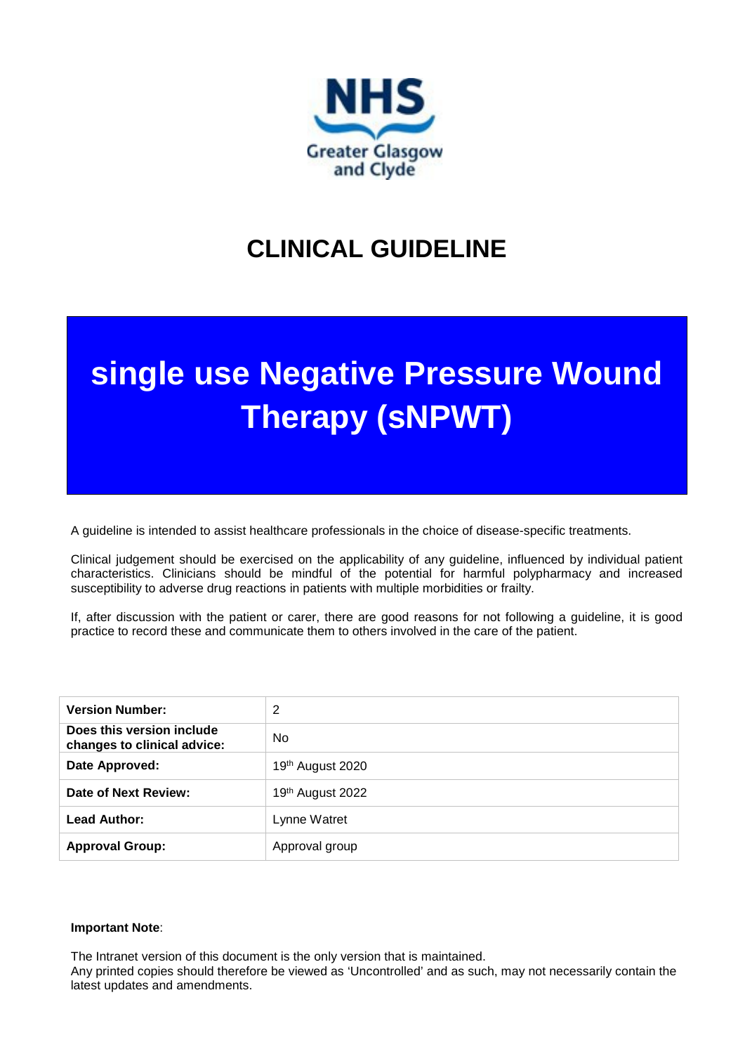NHS
Greater Glasgow and Clyde

# CLINICAL GUIDELINE

# single use Negative Pressure Wound Therapy (sNPWT)

A guideline is intended to assist healthcare professionals in the choice of disease-specific treatments.

Clinical judgement should be exercised on the applicability of any guideline, influenced by individual patient characteristics. Clinicians should be mindful of the potential for harmful polypharmacy and increased susceptibility to adverse drug reactions in patients with multiple morbidities or frailty.

If, after discussion with the patient or carer, there are good reasons for not following a guideline, it is good practice to record these and communicate them to others involved in the care of the patient.

| | |
|---|---|
| **Version Number:** | 2 |
| **Does this version include changes to clinical advice:** | No |
| **Date Approved:** | 19th August 2020 |
| **Date of Next Review:** | 19th August 2022 |
| **Lead Author:** | Lynne Watret |
| **Approval Group:** | Approval group |

**Important Note**:

The Intranet version of this document is the only version that is maintained.
Any printed copies should therefore be viewed as 'Uncontrolled' and as such, may not necessarily contain the latest updates and amendments.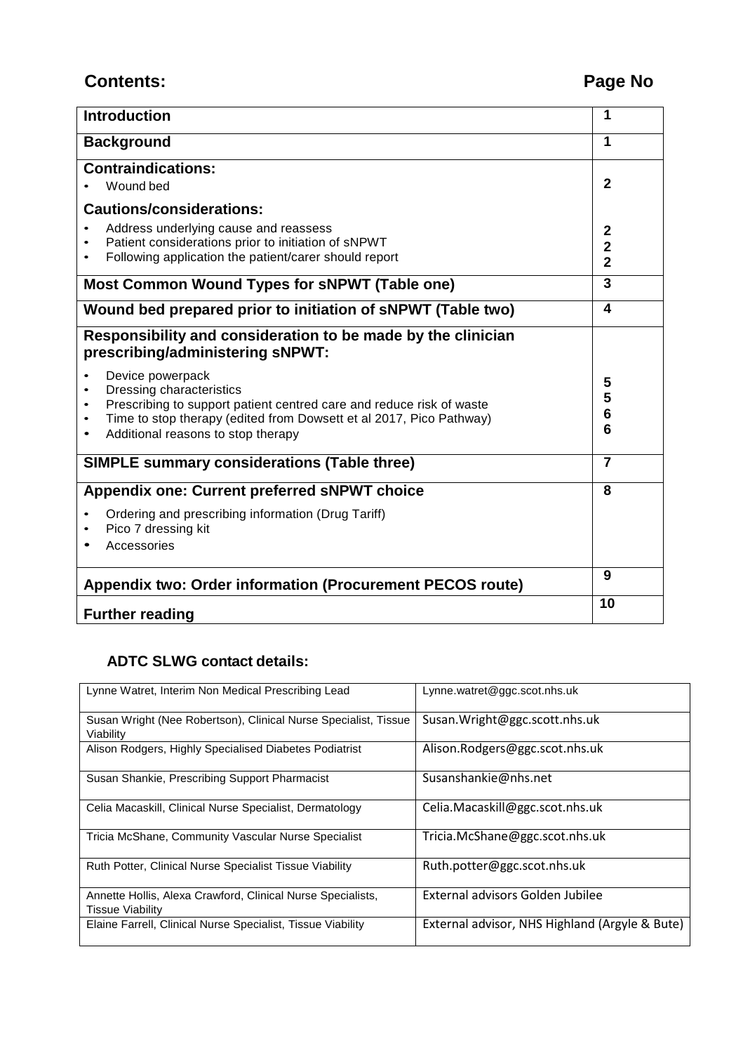## Contents: Page No

| | |
|---|---|
| **Introduction** | **1** |
| **Background** | **1** |
| **Contraindications:**<br>• Wound bed | **2** |
| **Cautions/considerations:**<br>• Address underlying cause and reassess<br>• Patient considerations prior to initiation of sNPWT<br>• Following application the patient/carer should report | **2**<br>**2**<br>**2** |
| **Most Common Wound Types for sNPWT (Table one)** | **3** |
| **Wound bed prepared prior to initiation of sNPWT (Table two)** | **4** |
| **Responsibility and consideration to be made by the clinician prescribing/administering sNPWT:**<br>• Device powerpack<br>• Dressing characteristics<br>• Prescribing to support patient centred care and reduce risk of waste<br>• Time to stop therapy (edited from Dowsett et al 2017, Pico Pathway)<br>• Additional reasons to stop therapy | **5**<br>**5**<br>**6**<br>**6** |
| **SIMPLE summary considerations (Table three)** | **7** |
| **Appendix one: Current preferred sNPWT choice**<br>• Ordering and prescribing information (Drug Tariff)<br>• Pico 7 dressing kit<br>• Accessories | **8** |
| **Appendix two: Order information (Procurement PECOS route)** | **9** |
| **Further reading** | **10** |

### ADTC SLWG contact details:

| | |
|---|---|
| Lynne Watret, Interim Non Medical Prescribing Lead | Lynne.watret@ggc.scot.nhs.uk |
| Susan Wright (Nee Robertson), Clinical Nurse Specialist, Tissue Viability | Susan.Wright@ggc.scott.nhs.uk |
| Alison Rodgers, Highly Specialised Diabetes Podiatrist | Alison.Rodgers@ggc.scot.nhs.uk |
| Susan Shankie, Prescribing Support Pharmacist | Susanshankie@nhs.net |
| Celia Macaskill, Clinical Nurse Specialist, Dermatology | Celia.Macaskill@ggc.scot.nhs.uk |
| Tricia McShane, Community Vascular Nurse Specialist | Tricia.McShane@ggc.scot.nhs.uk |
| Ruth Potter, Clinical Nurse Specialist Tissue Viability | Ruth.potter@ggc.scot.nhs.uk |
| Annette Hollis, Alexa Crawford, Clinical Nurse Specialists, Tissue Viability | External advisors Golden Jubilee |
| Elaine Farrell, Clinical Nurse Specialist, Tissue Viability | External advisor, NHS Highland (Argyle & Bute) |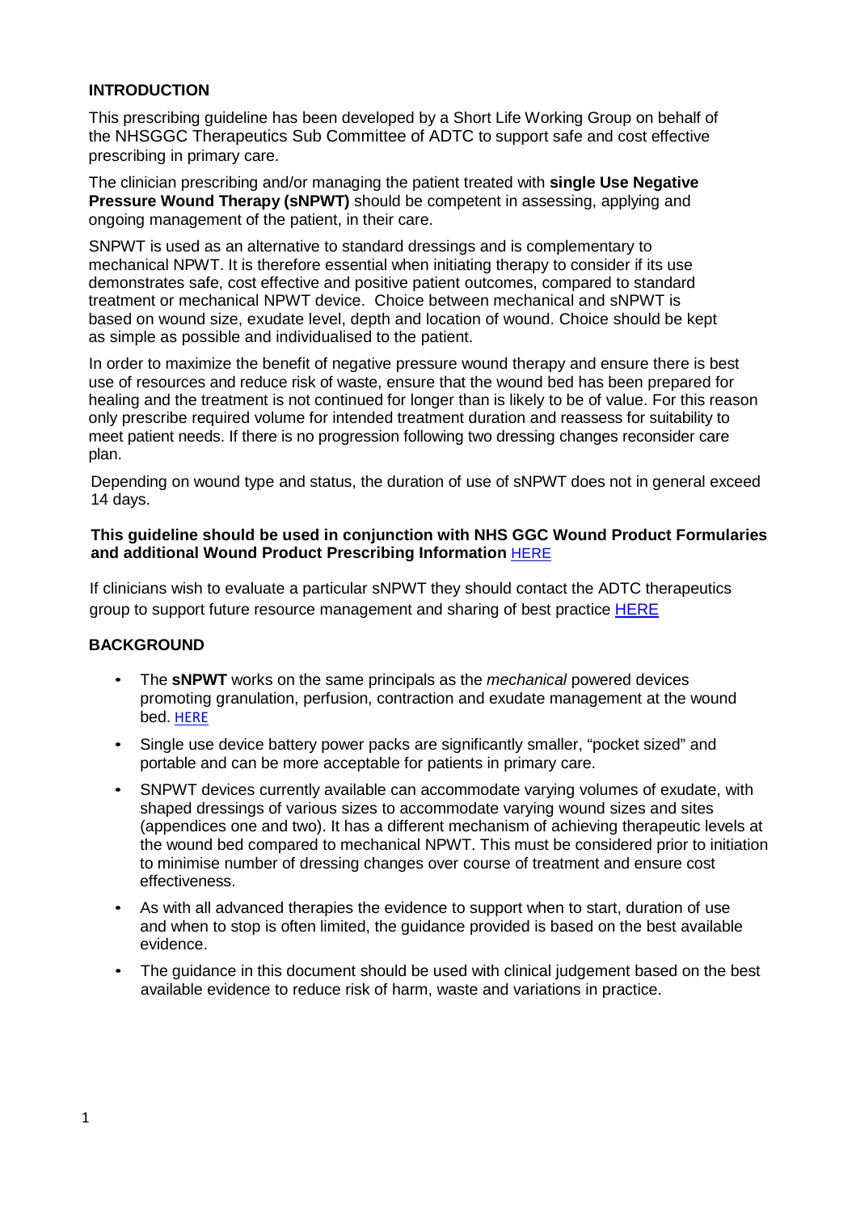## INTRODUCTION

This prescribing guideline has been developed by a Short Life Working Group on behalf of the NHSGGC Therapeutics Sub Committee of ADTC to support safe and cost effective prescribing in primary care.

The clinician prescribing and/or managing the patient treated with **single Use Negative Pressure Wound Therapy (sNPWT)** should be competent in assessing, applying and ongoing management of the patient, in their care.

SNPWT is used as an alternative to standard dressings and is complementary to mechanical NPWT. It is therefore essential when initiating therapy to consider if its use demonstrates safe, cost effective and positive patient outcomes, compared to standard treatment or mechanical NPWT device. Choice between mechanical and sNPWT is based on wound size, exudate level, depth and location of wound. Choice should be kept as simple as possible and individualised to the patient.

In order to maximize the benefit of negative pressure wound therapy and ensure there is best use of resources and reduce risk of waste, ensure that the wound bed has been prepared for healing and the treatment is not continued for longer than is likely to be of value. For this reason only prescribe required volume for intended treatment duration and reassess for suitability to meet patient needs. If there is no progression following two dressing changes reconsider care plan.

Depending on wound type and status, the duration of use of sNPWT does not in general exceed 14 days.

**This guideline should be used in conjunction with NHS GGC Wound Product Formularies and additional Wound Product Prescribing Information** HERE

If clinicians wish to evaluate a particular sNPWT they should contact the ADTC therapeutics group to support future resource management and sharing of best practice HERE

## BACKGROUND

- The **sNPWT** works on the same principals as the *mechanical* powered devices promoting granulation, perfusion, contraction and exudate management at the wound bed. HERE
- Single use device battery power packs are significantly smaller, "pocket sized" and portable and can be more acceptable for patients in primary care.
- SNPWT devices currently available can accommodate varying volumes of exudate, with shaped dressings of various sizes to accommodate varying wound sizes and sites (appendices one and two). It has a different mechanism of achieving therapeutic levels at the wound bed compared to mechanical NPWT. This must be considered prior to initiation to minimise number of dressing changes over course of treatment and ensure cost effectiveness.
- As with all advanced therapies the evidence to support when to start, duration of use and when to stop is often limited, the guidance provided is based on the best available evidence.
- The guidance in this document should be used with clinical judgement based on the best available evidence to reduce risk of harm, waste and variations in practice.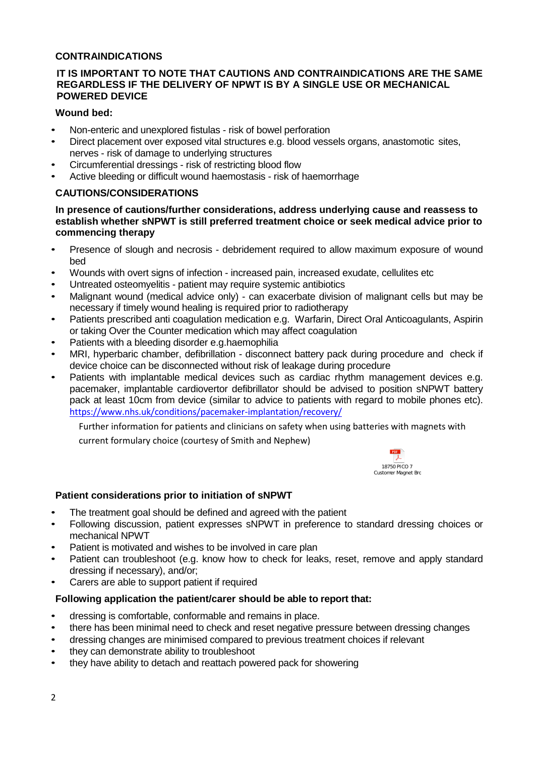## CONTRAINDICATIONS

**IT IS IMPORTANT TO NOTE THAT CAUTIONS AND CONTRAINDICATIONS ARE THE SAME REGARDLESS IF THE DELIVERY OF NPWT IS BY A SINGLE USE OR MECHANICAL POWERED DEVICE**

**Wound bed:**

- Non-enteric and unexplored fistulas - risk of bowel perforation
- Direct placement over exposed vital structures e.g. blood vessels organs, anastomotic sites, nerves - risk of damage to underlying structures
- Circumferential dressings - risk of restricting blood flow
- Active bleeding or difficult wound haemostasis - risk of haemorrhage

## CAUTIONS/CONSIDERATIONS

**In presence of cautions/further considerations, address underlying cause and reassess to establish whether sNPWT is still preferred treatment choice or seek medical advice prior to commencing therapy**

- Presence of slough and necrosis - debridement required to allow maximum exposure of wound bed
- Wounds with overt signs of infection - increased pain, increased exudate, cellulites etc
- Untreated osteomyelitis - patient may require systemic antibiotics
- Malignant wound (medical advice only) - can exacerbate division of malignant cells but may be necessary if timely wound healing is required prior to radiotherapy
- Patients prescribed anti coagulation medication e.g. Warfarin, Direct Oral Anticoagulants, Aspirin or taking Over the Counter medication which may affect coagulation
- Patients with a bleeding disorder e.g.haemophilia
- MRI, hyperbaric chamber, defibrillation - disconnect battery pack during procedure and check if device choice can be disconnected without risk of leakage during procedure
- Patients with implantable medical devices such as cardiac rhythm management devices e.g. pacemaker, implantable cardiovertor defibrillator should be advised to position sNPWT battery pack at least 10cm from device (similar to advice to patients with regard to mobile phones etc). https://www.nhs.uk/conditions/pacemaker-implantation/recovery/

  Further information for patients and clinicians on safety when using batteries with magnets with current formulary choice (courtesy of Smith and Nephew)

  18750 PICO 7 Customer Magnet Brc

**Patient considerations prior to initiation of sNPWT**

- The treatment goal should be defined and agreed with the patient
- Following discussion, patient expresses sNPWT in preference to standard dressing choices or mechanical NPWT
- Patient is motivated and wishes to be involved in care plan
- Patient can troubleshoot (e.g. know how to check for leaks, reset, remove and apply standard dressing if necessary), and/or;
- Carers are able to support patient if required

**Following application the patient/carer should be able to report that:**

- dressing is comfortable, conformable and remains in place.
- there has been minimal need to check and reset negative pressure between dressing changes
- dressing changes are minimised compared to previous treatment choices if relevant
- they can demonstrate ability to troubleshoot
- they have ability to detach and reattach powered pack for showering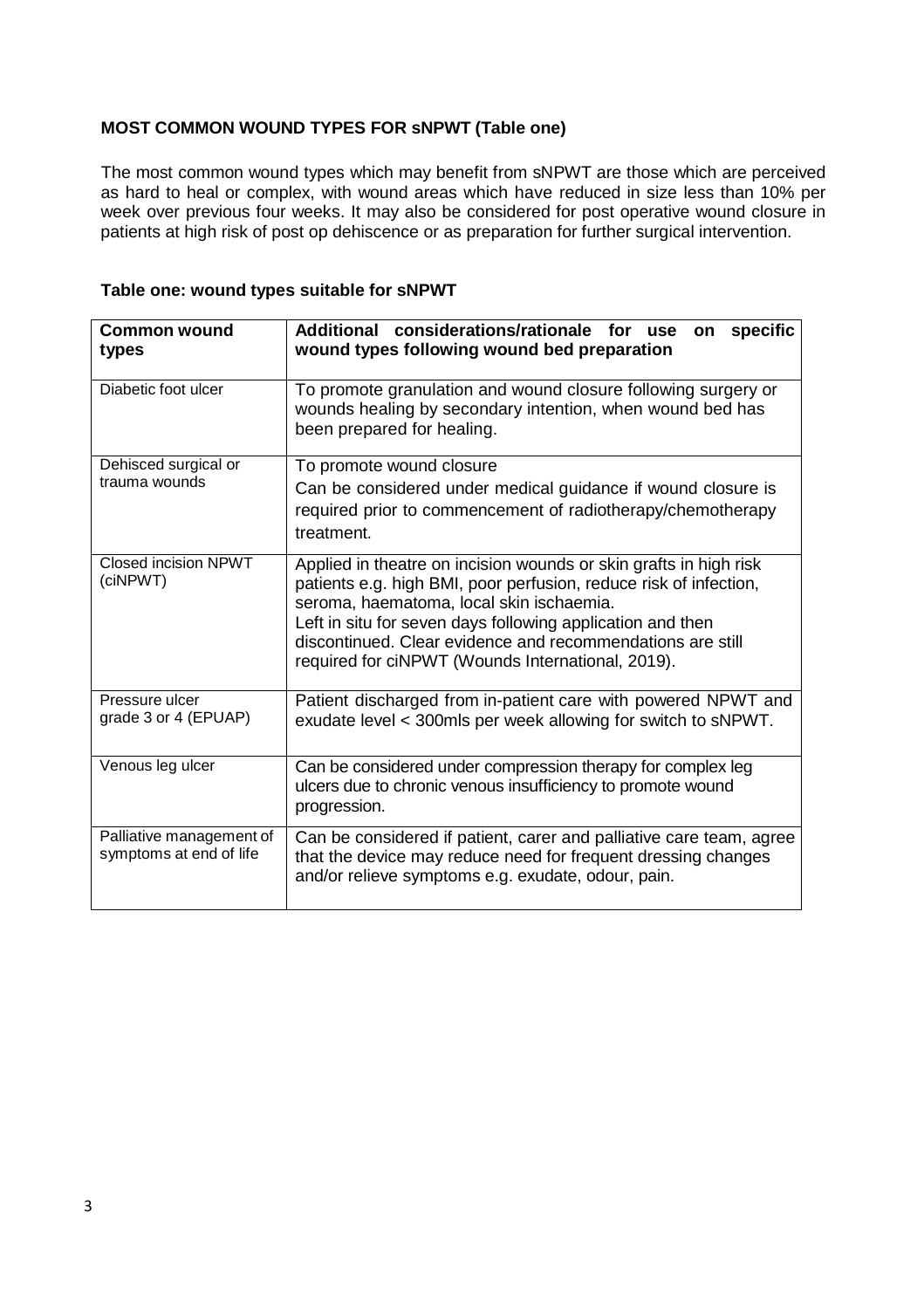**MOST COMMON WOUND TYPES FOR sNPWT (Table one)**

The most common wound types which may benefit from sNPWT are those which are perceived as hard to heal or complex, with wound areas which have reduced in size less than 10% per week over previous four weeks. It may also be considered for post operative wound closure in patients at high risk of post op dehiscence or as preparation for further surgical intervention.

**Table one: wound types suitable for sNPWT**

| **Common wound types** | **Additional considerations/rationale for use on specific wound types following wound bed preparation** |
|---|---|
| Diabetic foot ulcer | To promote granulation and wound closure following surgery or wounds healing by secondary intention, when wound bed has been prepared for healing. |
| Dehisced surgical or trauma wounds | To promote wound closure<br>Can be considered under medical guidance if wound closure is required prior to commencement of radiotherapy/chemotherapy treatment. |
| Closed incision NPWT (ciNPWT) | Applied in theatre on incision wounds or skin grafts in high risk patients e.g. high BMI, poor perfusion, reduce risk of infection, seroma, haematoma, local skin ischaemia.<br>Left in situ for seven days following application and then discontinued. Clear evidence and recommendations are still required for ciNPWT (Wounds International, 2019). |
| Pressure ulcer grade 3 or 4 (EPUAP) | Patient discharged from in-patient care with powered NPWT and exudate level < 300mls per week allowing for switch to sNPWT. |
| Venous leg ulcer | Can be considered under compression therapy for complex leg ulcers due to chronic venous insufficiency to promote wound progression. |
| Palliative management of symptoms at end of life | Can be considered if patient, carer and palliative care team, agree that the device may reduce need for frequent dressing changes and/or relieve symptoms e.g. exudate, odour, pain. |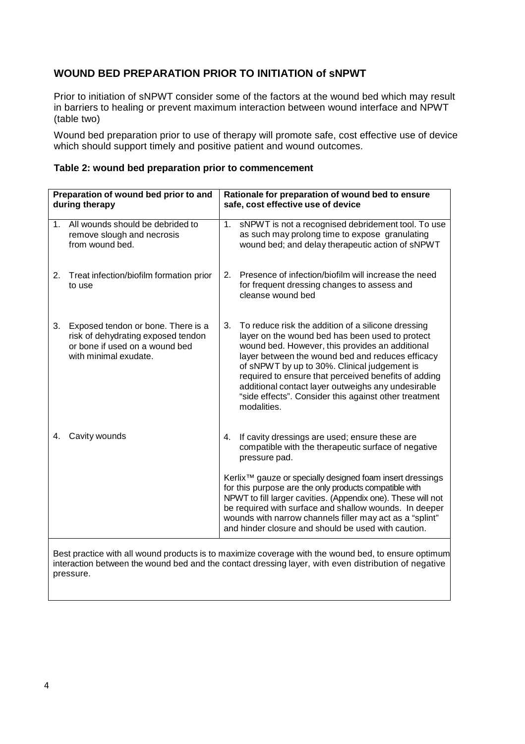## WOUND BED PREPARATION PRIOR TO INITIATION of sNPWT

Prior to initiation of sNPWT consider some of the factors at the wound bed which may result in barriers to healing or prevent maximum interaction between wound interface and NPWT (table two)

Wound bed preparation prior to use of therapy will promote safe, cost effective use of device which should support timely and positive patient and wound outcomes.

**Table 2: wound bed preparation prior to commencement**

| Preparation of wound bed prior to and during therapy | Rationale for preparation of wound bed to ensure safe, cost effective use of device |
|---|---|
| 1. All wounds should be debrided to remove slough and necrosis from wound bed. | 1. sNPWT is not a recognised debridement tool. To use as such may prolong time to expose granulating wound bed; and delay therapeutic action of sNPWT |
| 2. Treat infection/biofilm formation prior to use | 2. Presence of infection/biofilm will increase the need for frequent dressing changes to assess and cleanse wound bed |
| 3. Exposed tendon or bone. There is a risk of dehydrating exposed tendon or bone if used on a wound bed with minimal exudate. | 3. To reduce risk the addition of a silicone dressing layer on the wound bed has been used to protect wound bed. However, this provides an additional layer between the wound bed and reduces efficacy of sNPWT by up to 30%. Clinical judgement is required to ensure that perceived benefits of adding additional contact layer outweighs any undesirable "side effects". Consider this against other treatment modalities. |
| 4. Cavity wounds | 4. If cavity dressings are used; ensure these are compatible with the therapeutic surface of negative pressure pad. Kerlix™ gauze or specially designed foam insert dressings for this purpose are the only products compatible with NPWT to fill larger cavities. (Appendix one). These will not be required with surface and shallow wounds. In deeper wounds with narrow channels filler may act as a "splint" and hinder closure and should be used with caution. |
| Best practice with all wound products is to maximize coverage with the wound bed, to ensure optimum interaction between the wound bed and the contact dressing layer, with even distribution of negative pressure. | |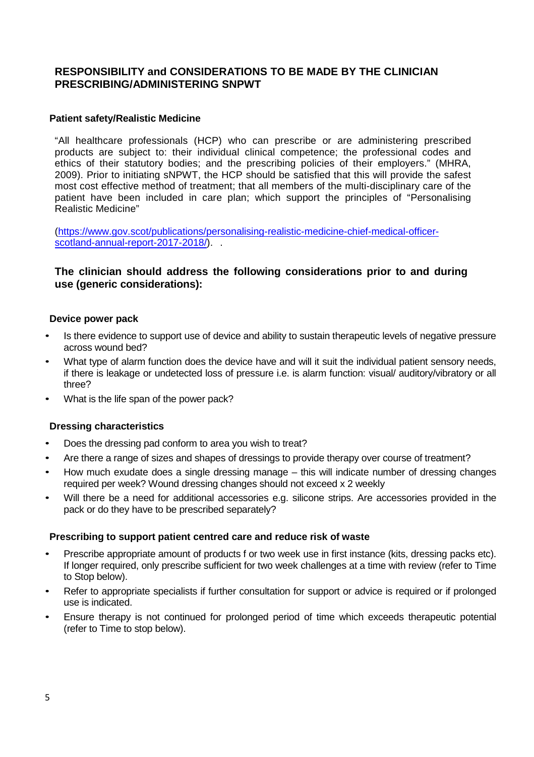## RESPONSIBILITY and CONSIDERATIONS TO BE MADE BY THE CLINICIAN PRESCRIBING/ADMINISTERING SNPWT

### Patient safety/Realistic Medicine

"All healthcare professionals (HCP) who can prescribe or are administering prescribed products are subject to: their individual clinical competence; the professional codes and ethics of their statutory bodies; and the prescribing policies of their employers." (MHRA, 2009). Prior to initiating sNPWT, the HCP should be satisfied that this will provide the safest most cost effective method of treatment; that all members of the multi-disciplinary care of the patient have been included in care plan; which support the principles of "Personalising Realistic Medicine"

(https://www.gov.scot/publications/personalising-realistic-medicine-chief-medical-officer-scotland-annual-report-2017-2018/). .

### The clinician should address the following considerations prior to and during use (generic considerations):

#### Device power pack

- Is there evidence to support use of device and ability to sustain therapeutic levels of negative pressure across wound bed?
- What type of alarm function does the device have and will it suit the individual patient sensory needs, if there is leakage or undetected loss of pressure i.e. is alarm function: visual/ auditory/vibratory or all three?
- What is the life span of the power pack?

#### Dressing characteristics

- Does the dressing pad conform to area you wish to treat?
- Are there a range of sizes and shapes of dressings to provide therapy over course of treatment?
- How much exudate does a single dressing manage – this will indicate number of dressing changes required per week? Wound dressing changes should not exceed x 2 weekly
- Will there be a need for additional accessories e.g. silicone strips. Are accessories provided in the pack or do they have to be prescribed separately?

#### Prescribing to support patient centred care and reduce risk of waste

- Prescribe appropriate amount of products f or two week use in first instance (kits, dressing packs etc). If longer required, only prescribe sufficient for two week challenges at a time with review (refer to Time to Stop below).
- Refer to appropriate specialists if further consultation for support or advice is required or if prolonged use is indicated.
- Ensure therapy is not continued for prolonged period of time which exceeds therapeutic potential (refer to Time to stop below).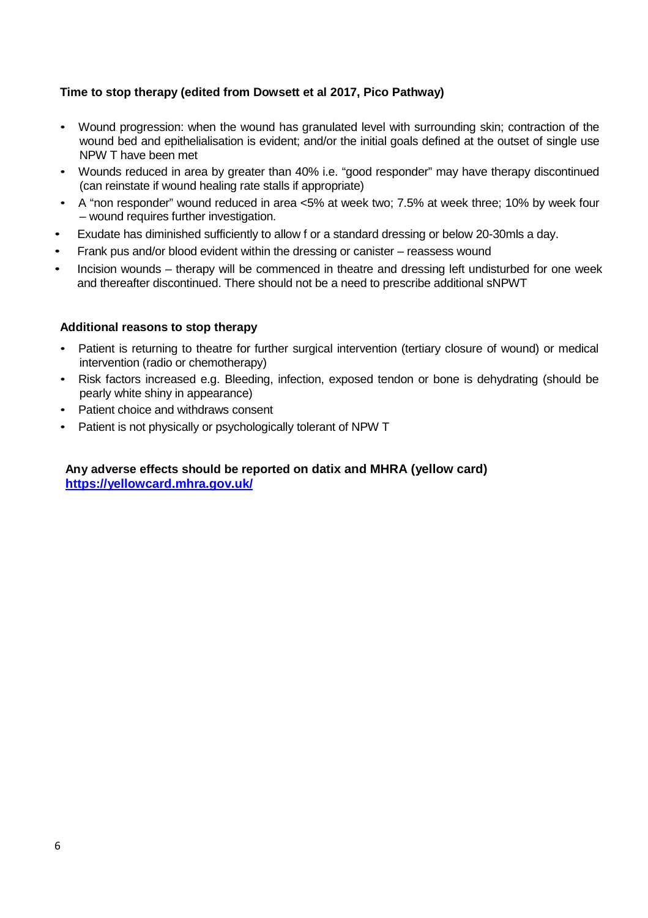**Time to stop therapy (edited from Dowsett et al 2017, Pico Pathway)**

- Wound progression: when the wound has granulated level with surrounding skin; contraction of the wound bed and epithelialisation is evident; and/or the initial goals defined at the outset of single use NPW T have been met
- Wounds reduced in area by greater than 40% i.e. "good responder" may have therapy discontinued (can reinstate if wound healing rate stalls if appropriate)
- A "non responder" wound reduced in area <5% at week two; 7.5% at week three; 10% by week four – wound requires further investigation.
- Exudate has diminished sufficiently to allow f or a standard dressing or below 20-30mls a day.
- Frank pus and/or blood evident within the dressing or canister – reassess wound
- Incision wounds – therapy will be commenced in theatre and dressing left undisturbed for one week and thereafter discontinued. There should not be a need to prescribe additional sNPWT

**Additional reasons to stop therapy**

- Patient is returning to theatre for further surgical intervention (tertiary closure of wound) or medical intervention (radio or chemotherapy)
- Risk factors increased e.g. Bleeding, infection, exposed tendon or bone is dehydrating (should be pearly white shiny in appearance)
- Patient choice and withdraws consent
- Patient is not physically or psychologically tolerant of NPW T

**Any adverse effects should be reported on datix and MHRA (yellow card)**
**https://yellowcard.mhra.gov.uk/**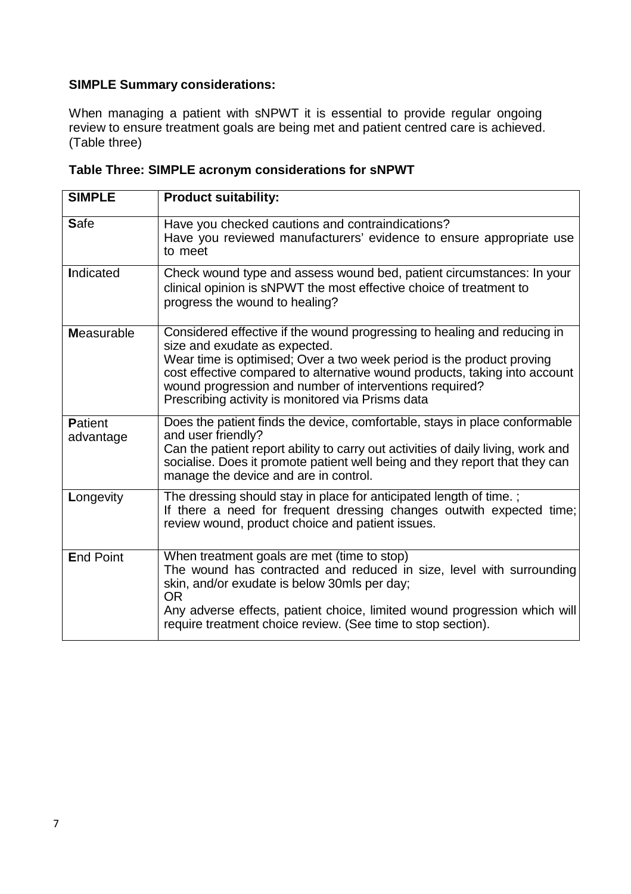**SIMPLE Summary considerations:**

When managing a patient with sNPWT it is essential to provide regular ongoing review to ensure treatment goals are being met and patient centred care is achieved. (Table three)

**Table Three: SIMPLE acronym considerations for sNPWT**

| **SIMPLE** | **Product suitability:** |
|---|---|
| **S**afe | Have you checked cautions and contraindications?<br>Have you reviewed manufacturers' evidence to ensure appropriate use to meet |
| **I**ndicated | Check wound type and assess wound bed, patient circumstances: In your clinical opinion is sNPWT the most effective choice of treatment to progress the wound to healing? |
| **M**easurable | Considered effective if the wound progressing to healing and reducing in size and exudate as expected.<br>Wear time is optimised; Over a two week period is the product proving cost effective compared to alternative wound products, taking into account wound progression and number of interventions required?<br>Prescribing activity is monitored via Prisms data |
| **P**atient advantage | Does the patient finds the device, comfortable, stays in place conformable and user friendly?<br>Can the patient report ability to carry out activities of daily living, work and socialise. Does it promote patient well being and they report that they can manage the device and are in control. |
| **L**ongevity | The dressing should stay in place for anticipated length of time. ;<br>If there a need for frequent dressing changes outwith expected time; review wound, product choice and patient issues. |
| **E**nd Point | When treatment goals are met (time to stop)<br>The wound has contracted and reduced in size, level with surrounding skin, and/or exudate is below 30mls per day;<br>OR<br>Any adverse effects, patient choice, limited wound progression which will require treatment choice review. (See time to stop section). |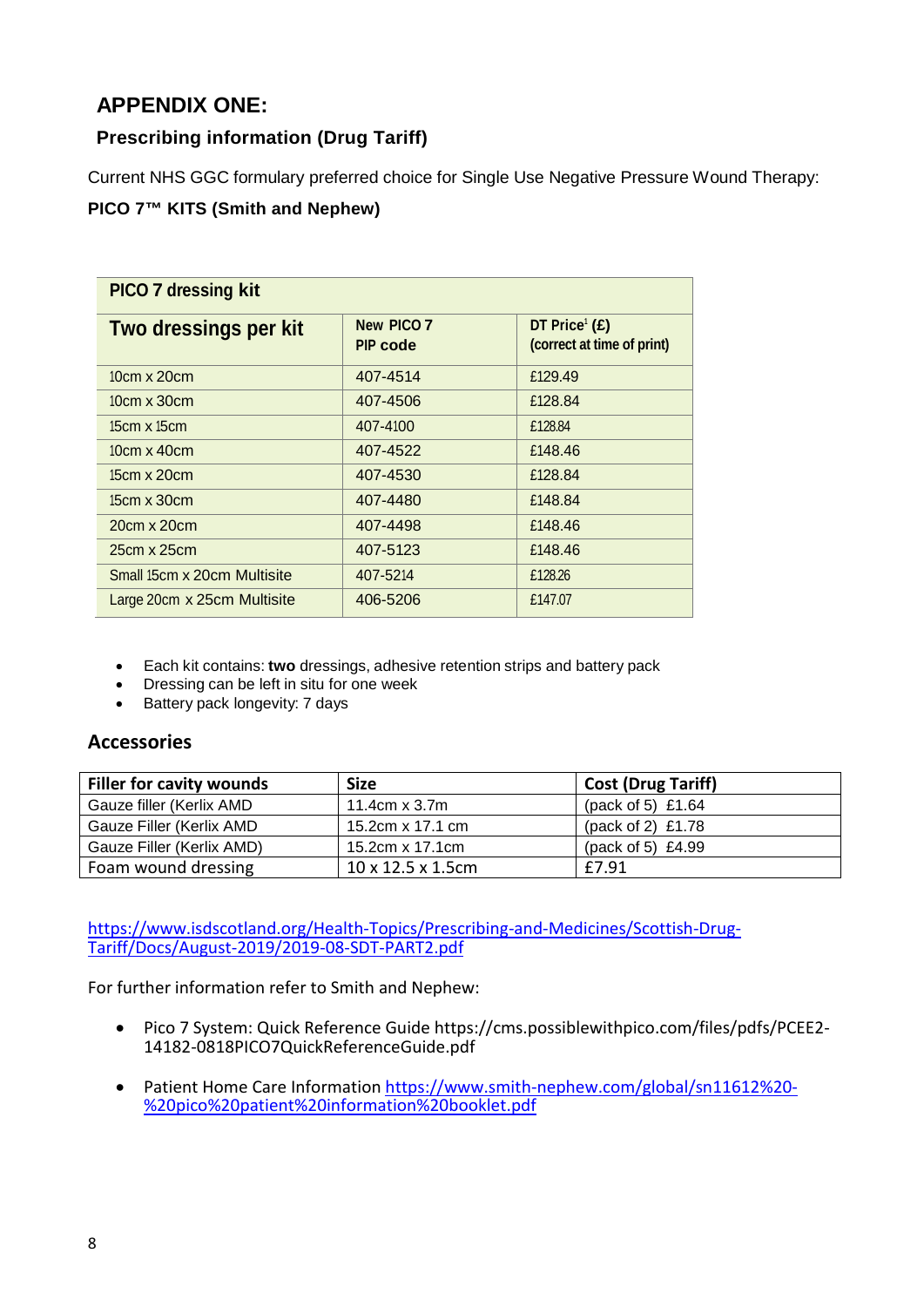## APPENDIX ONE:

### Prescribing information (Drug Tariff)

Current NHS GGC formulary preferred choice for Single Use Negative Pressure Wound Therapy:

**PICO 7™ KITS (Smith and Nephew)**

| PICO 7 dressing kit | | |
|---|---|---|
| **Two dressings per kit** | **New PICO 7 PIP code** | **DT Price[1] (£) (correct at time of print)** |
| 10cm x 20cm | 407-4514 | £129.49 |
| 10cm x 30cm | 407-4506 | £128.84 |
| 15cm x 15cm | 407-4100 | £128.84 |
| 10cm x 40cm | 407-4522 | £148.46 |
| 15cm x 20cm | 407-4530 | £128.84 |
| 15cm x 30cm | 407-4480 | £148.84 |
| 20cm x 20cm | 407-4498 | £148.46 |
| 25cm x 25cm | 407-5123 | £148.46 |
| Small 15cm x 20cm Multisite | 407-5214 | £128.26 |
| Large 20cm x 25cm Multisite | 406-5206 | £147.07 |

- Each kit contains: **two** dressings, adhesive retention strips and battery pack
- Dressing can be left in situ for one week
- Battery pack longevity: 7 days

### Accessories

| Filler for cavity wounds | Size | Cost (Drug Tariff) |
|---|---|---|
| Gauze filler (Kerlix AMD | 11.4cm x 3.7m | (pack of 5) £1.64 |
| Gauze Filler (Kerlix AMD | 15.2cm x 17.1 cm | (pack of 2) £1.78 |
| Gauze Filler (Kerlix AMD) | 15.2cm x 17.1cm | (pack of 5) £4.99 |
| Foam wound dressing | 10 x 12.5 x 1.5cm | £7.91 |

https://www.isdscotland.org/Health-Topics/Prescribing-and-Medicines/Scottish-Drug-Tariff/Docs/August-2019/2019-08-SDT-PART2.pdf

For further information refer to Smith and Nephew:

- Pico 7 System: Quick Reference Guide https://cms.possiblewithpico.com/files/pdfs/PCEE2-14182-0818PICO7QuickReferenceGuide.pdf
- Patient Home Care Information https://www.smith-nephew.com/global/sn11612%20-%20pico%20patient%20information%20booklet.pdf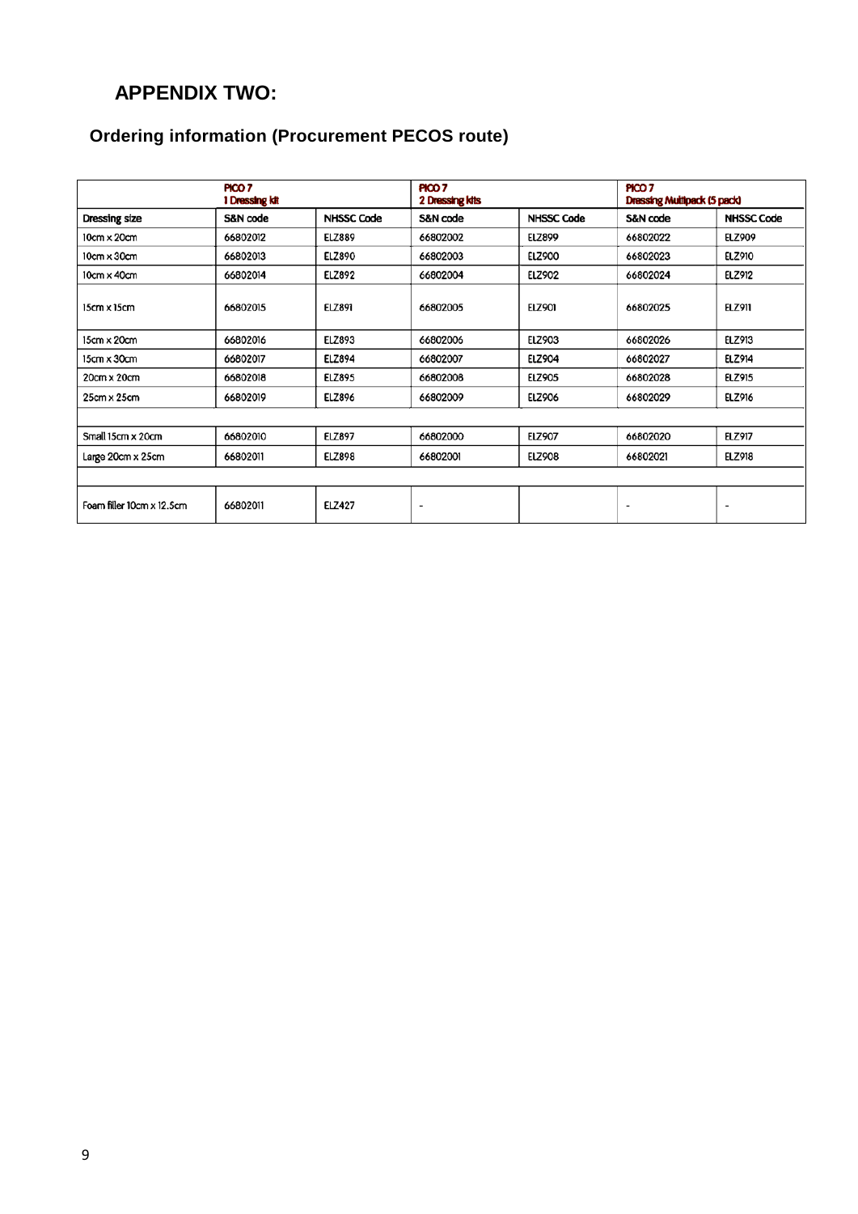## APPENDIX TWO:

### Ordering information (Procurement PECOS route)

| | PICO 7 1 Dressing kit | | PICO 7 2 Dressing kits | | PICO 7 Dressing Multipack (5 pack) | |
|---|---|---|---|---|---|---|
| Dressing size | S&N code | NHSSC Code | S&N code | NHSSC Code | S&N code | NHSSC Code |
| 10cm x 20cm | 66802012 | ELZ889 | 66802002 | ELZ899 | 66802022 | ELZ909 |
| 10cm x 30cm | 66802013 | ELZ890 | 66802003 | ELZ900 | 66802023 | ELZ910 |
| 10cm x 40cm | 66802014 | ELZ892 | 66802004 | ELZ902 | 66802024 | ELZ912 |
| 15cm x 15cm | 66802015 | ELZ891 | 66802005 | ELZ901 | 66802025 | ELZ911 |
| 15cm x 20cm | 66802016 | ELZ893 | 66802006 | ELZ903 | 66802026 | ELZ913 |
| 15cm x 30cm | 66802017 | ELZ894 | 66802007 | ELZ904 | 66802027 | ELZ914 |
| 20cm x 20cm | 66802018 | ELZ895 | 66802008 | ELZ905 | 66802028 | ELZ915 |
| 25cm x 25cm | 66802019 | ELZ896 | 66802009 | ELZ906 | 66802029 | ELZ916 |
| | | | | | | |
| Small 15cm x 20cm | 66802010 | ELZ897 | 66802000 | ELZ907 | 66802020 | ELZ917 |
| Large 20cm x 25cm | 66802011 | ELZ898 | 66802001 | ELZ908 | 66802021 | ELZ918 |
| | | | | | | |
| Foam filler 10cm x 12.5cm | 66802011 | ELZ427 | - | | - | - |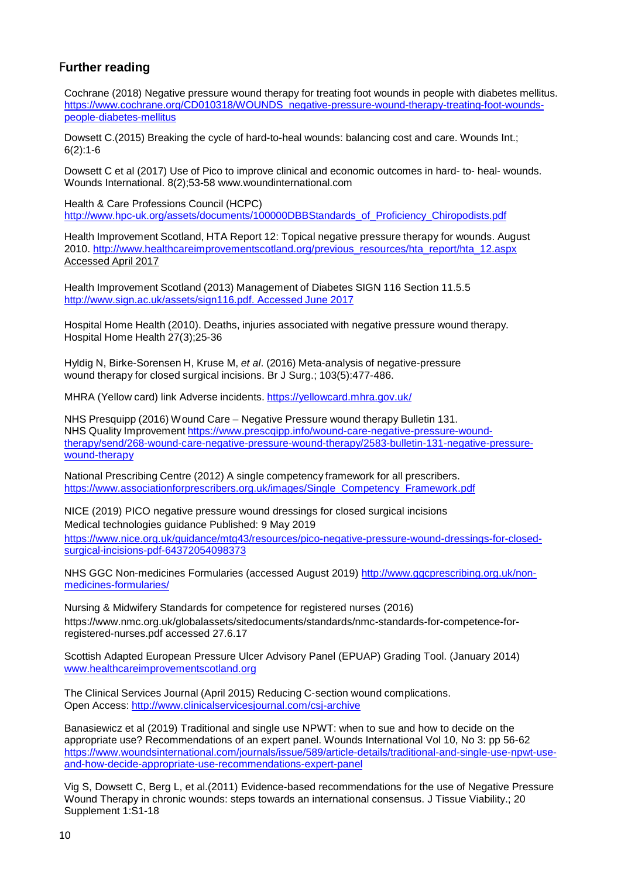## Further reading

Cochrane (2018) Negative pressure wound therapy for treating foot wounds in people with diabetes mellitus. https://www.cochrane.org/CD010318/WOUNDS_negative-pressure-wound-therapy-treating-foot-wounds-people-diabetes-mellitus

Dowsett C.(2015) Breaking the cycle of hard-to-heal wounds: balancing cost and care. Wounds Int.; 6(2):1-6

Dowsett C et al (2017) Use of Pico to improve clinical and economic outcomes in hard- to- heal- wounds. Wounds International. 8(2);53-58 www.woundinternational.com

Health & Care Professions Council (HCPC)
http://www.hpc-uk.org/assets/documents/100000DBBStandards_of_Proficiency_Chiropodists.pdf

Health Improvement Scotland, HTA Report 12: Topical negative pressure therapy for wounds. August 2010. http://www.healthcareimprovementscotland.org/previous_resources/hta_report/hta_12.aspx Accessed April 2017

Health Improvement Scotland (2013) Management of Diabetes SIGN 116 Section 11.5.5
http://www.sign.ac.uk/assets/sign116.pdf. Accessed June 2017

Hospital Home Health (2010). Deaths, injuries associated with negative pressure wound therapy. Hospital Home Health 27(3);25-36

Hyldig N, Birke-Sorensen H, Kruse M, *et al*. (2016) Meta-analysis of negative-pressure wound therapy for closed surgical incisions. Br J Surg.; 103(5):477-486.

MHRA (Yellow card) link Adverse incidents. https://yellowcard.mhra.gov.uk/

NHS Presquipp (2016) Wound Care – Negative Pressure wound therapy Bulletin 131.
NHS Quality Improvement https://www.prescqipp.info/wound-care-negative-pressure-wound-therapy/send/268-wound-care-negative-pressure-wound-therapy/2583-bulletin-131-negative-pressure-wound-therapy

National Prescribing Centre (2012) A single competency framework for all prescribers.
https://www.associationforprescribers.org.uk/images/Single_Competency_Framework.pdf

NICE (2019) PICO negative pressure wound dressings for closed surgical incisions
Medical technologies guidance Published: 9 May 2019
https://www.nice.org.uk/guidance/mtg43/resources/pico-negative-pressure-wound-dressings-for-closed-surgical-incisions-pdf-64372054098373

NHS GGC Non-medicines Formularies (accessed August 2019) http://www.ggcprescribing.org.uk/non-medicines-formularies/

Nursing & Midwifery Standards for competence for registered nurses (2016)
https://www.nmc.org.uk/globalassets/sitedocuments/standards/nmc-standards-for-competence-for-registered-nurses.pdf accessed 27.6.17

Scottish Adapted European Pressure Ulcer Advisory Panel (EPUAP) Grading Tool. (January 2014)
www.healthcareimprovementscotland.org

The Clinical Services Journal (April 2015) Reducing C-section wound complications.
Open Access: http://www.clinicalservicesjournal.com/csj-archive

Banasiewicz et al (2019) Traditional and single use NPWT: when to sue and how to decide on the appropriate use? Recommendations of an expert panel. Wounds International Vol 10, No 3: pp 56-62
https://www.woundsinternational.com/journals/issue/589/article-details/traditional-and-single-use-npwt-use-and-how-decide-appropriate-use-recommendations-expert-panel

Vig S, Dowsett C, Berg L, et al.(2011) Evidence-based recommendations for the use of Negative Pressure Wound Therapy in chronic wounds: steps towards an international consensus. J Tissue Viability.; 20 Supplement 1:S1-18